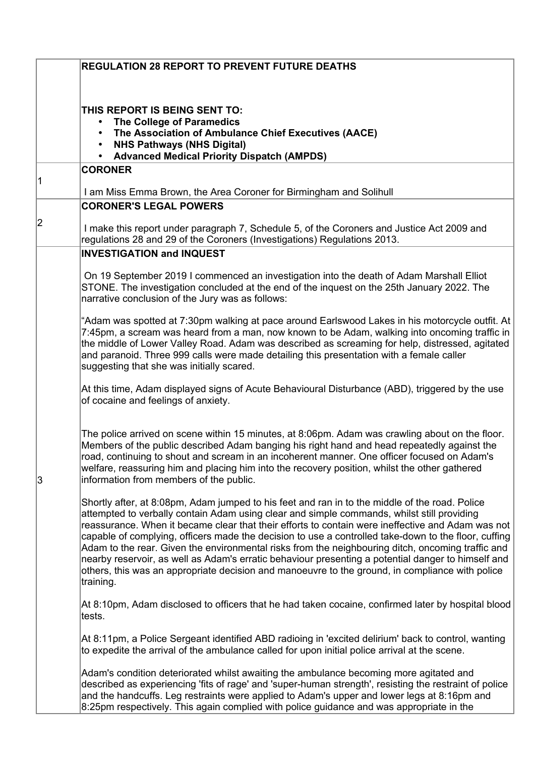## REGULATION 28 REPORT TO PREVENT FUTURE DEATHS

**THIS REPORT IS BEING SENT TO:**

- **The College of Paramedics**
- **The Association of Ambulance Chief Executives (AACE)**
- **NHS Pathways (NHS Digital)**
- **Advanced Medical Priority Dispatch (AMPDS)**

| | |
|---|---|
| 1 | **CORONER**<br><br>I am Miss Emma Brown, the Area Coroner for Birmingham and Solihull |
| 2 | **CORONER'S LEGAL POWERS**<br><br>I make this report under paragraph 7, Schedule 5, of the Coroners and Justice Act 2009 and regulations 28 and 29 of the Coroners (Investigations) Regulations 2013. |
| 3 | **INVESTIGATION and INQUEST**<br><br>On 19 September 2019 I commenced an investigation into the death of Adam Marshall Elliot STONE. The investigation concluded at the end of the inquest on the 25th January 2022. The narrative conclusion of the Jury was as follows:<br><br>"Adam was spotted at 7:30pm walking at pace around Earlswood Lakes in his motorcycle outfit. At 7:45pm, a scream was heard from a man, now known to be Adam, walking into oncoming traffic in the middle of Lower Valley Road. Adam was described as screaming for help, distressed, agitated and paranoid. Three 999 calls were made detailing this presentation with a female caller suggesting that she was initially scared.<br><br>At this time, Adam displayed signs of Acute Behavioural Disturbance (ABD), triggered by the use of cocaine and feelings of anxiety.<br><br>The police arrived on scene within 15 minutes, at 8:06pm. Adam was crawling about on the floor. Members of the public described Adam banging his right hand and head repeatedly against the road, continuing to shout and scream in an incoherent manner. One officer focused on Adam's welfare, reassuring him and placing him into the recovery position, whilst the other gathered information from members of the public.<br><br>Shortly after, at 8:08pm, Adam jumped to his feet and ran in to the middle of the road. Police attempted to verbally contain Adam using clear and simple commands, whilst still providing reassurance. When it became clear that their efforts to contain were ineffective and Adam was not capable of complying, officers made the decision to use a controlled take-down to the floor, cuffing Adam to the rear. Given the environmental risks from the neighbouring ditch, oncoming traffic and nearby reservoir, as well as Adam's erratic behaviour presenting a potential danger to himself and others, this was an appropriate decision and manoeuvre to the ground, in compliance with police training.<br><br>At 8:10pm, Adam disclosed to officers that he had taken cocaine, confirmed later by hospital blood tests.<br><br>At 8:11pm, a Police Sergeant identified ABD radioing in 'excited delirium' back to control, wanting to expedite the arrival of the ambulance called for upon initial police arrival at the scene.<br><br>Adam's condition deteriorated whilst awaiting the ambulance becoming more agitated and described as experiencing 'fits of rage' and 'super-human strength', resisting the restraint of police and the handcuffs. Leg restraints were applied to Adam's upper and lower legs at 8:16pm and 8:25pm respectively. This again complied with police guidance and was appropriate in the |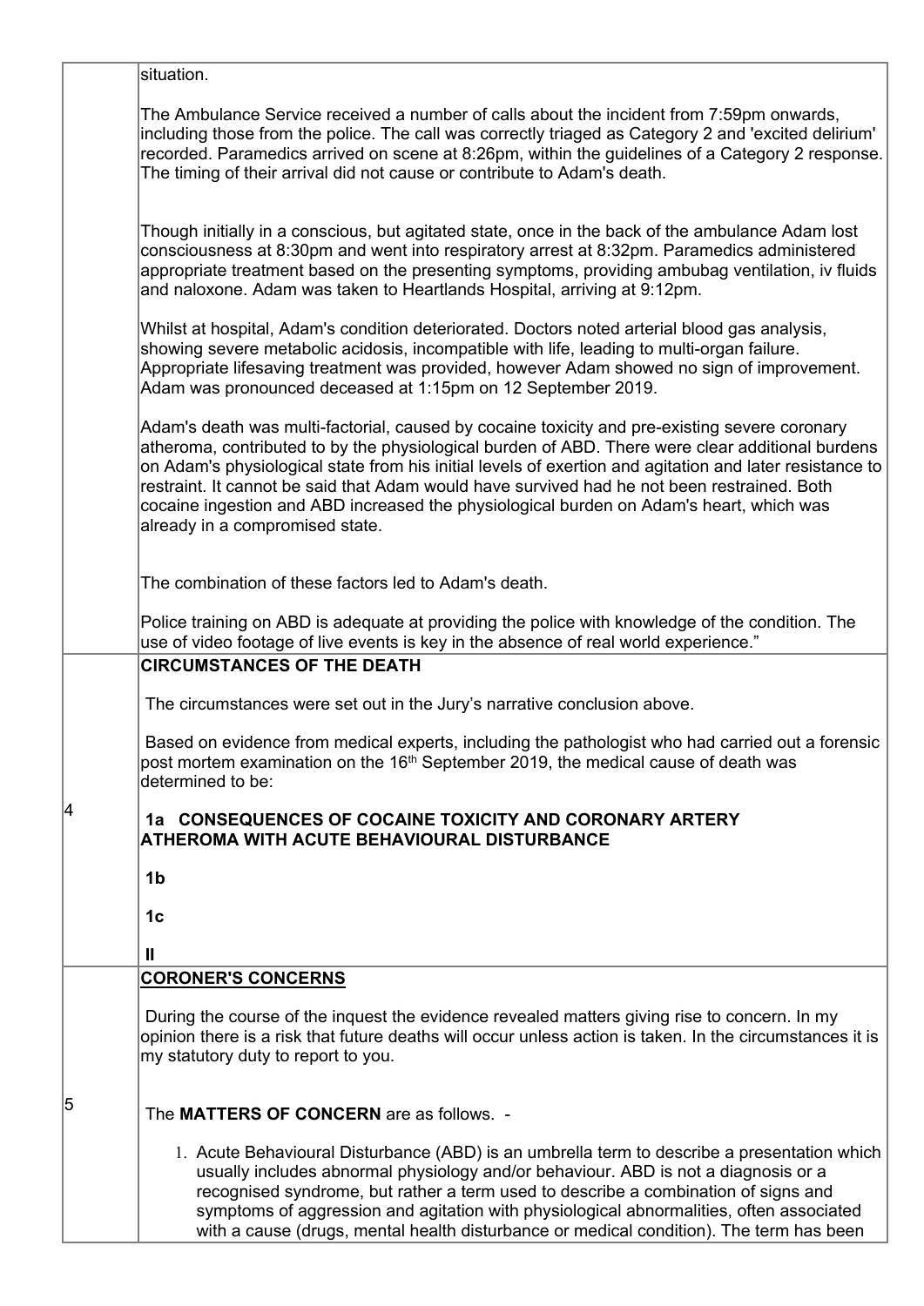situation.

The Ambulance Service received a number of calls about the incident from 7:59pm onwards, including those from the police. The call was correctly triaged as Category 2 and 'excited delirium' recorded. Paramedics arrived on scene at 8:26pm, within the guidelines of a Category 2 response. The timing of their arrival did not cause or contribute to Adam's death.

Though initially in a conscious, but agitated state, once in the back of the ambulance Adam lost consciousness at 8:30pm and went into respiratory arrest at 8:32pm. Paramedics administered appropriate treatment based on the presenting symptoms, providing ambubag ventilation, iv fluids and naloxone. Adam was taken to Heartlands Hospital, arriving at 9:12pm.

Whilst at hospital, Adam's condition deteriorated. Doctors noted arterial blood gas analysis, showing severe metabolic acidosis, incompatible with life, leading to multi-organ failure. Appropriate lifesaving treatment was provided, however Adam showed no sign of improvement. Adam was pronounced deceased at 1:15pm on 12 September 2019.

Adam's death was multi-factorial, caused by cocaine toxicity and pre-existing severe coronary atheroma, contributed to by the physiological burden of ABD. There were clear additional burdens on Adam's physiological state from his initial levels of exertion and agitation and later resistance to restraint. It cannot be said that Adam would have survived had he not been restrained. Both cocaine ingestion and ABD increased the physiological burden on Adam's heart, which was already in a compromised state.

The combination of these factors led to Adam's death.

Police training on ABD is adequate at providing the police with knowledge of the condition. The use of video footage of live events is key in the absence of real world experience."

## 4 CIRCUMSTANCES OF THE DEATH

The circumstances were set out in the Jury's narrative conclusion above.

Based on evidence from medical experts, including the pathologist who had carried out a forensic post mortem examination on the 16th September 2019, the medical cause of death was determined to be:

**1a CONSEQUENCES OF COCAINE TOXICITY AND CORONARY ARTERY ATHEROMA WITH ACUTE BEHAVIOURAL DISTURBANCE**

**1b**

**1c**

**II**

## 5 CORONER'S CONCERNS

During the course of the inquest the evidence revealed matters giving rise to concern. In my opinion there is a risk that future deaths will occur unless action is taken. In the circumstances it is my statutory duty to report to you.

The **MATTERS OF CONCERN** are as follows. -

1. Acute Behavioural Disturbance (ABD) is an umbrella term to describe a presentation which usually includes abnormal physiology and/or behaviour. ABD is not a diagnosis or a recognised syndrome, but rather a term used to describe a combination of signs and symptoms of aggression and agitation with physiological abnormalities, often associated with a cause (drugs, mental health disturbance or medical condition). The term has been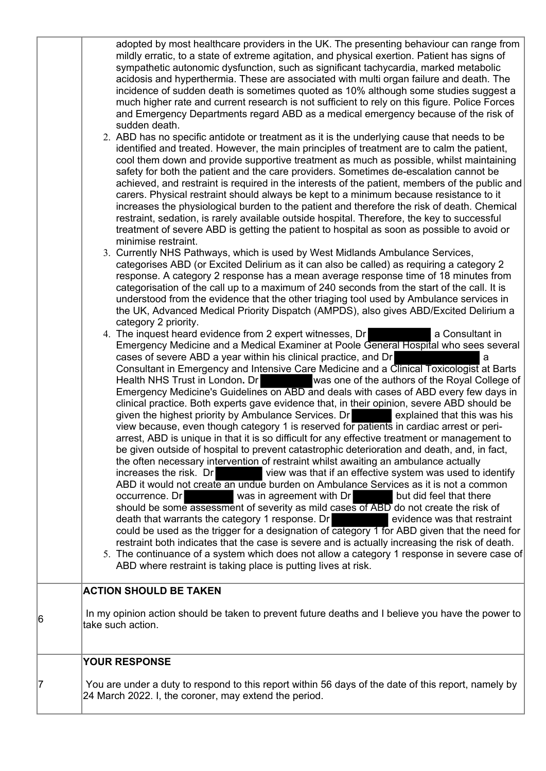| | |
|---|---|
| | adopted by most healthcare providers in the UK. The presenting behaviour can range from mildly erratic, to a state of extreme agitation, and physical exertion. Patient has signs of sympathetic autonomic dysfunction, such as significant tachycardia, marked metabolic acidosis and hyperthermia. These are associated with multi organ failure and death. The incidence of sudden death is sometimes quoted as 10% although some studies suggest a much higher rate and current research is not sufficient to rely on this figure. Police Forces and Emergency Departments regard ABD as a medical emergency because of the risk of sudden death.<br>2. ABD has no specific antidote or treatment as it is the underlying cause that needs to be identified and treated. However, the main principles of treatment are to calm the patient, cool them down and provide supportive treatment as much as possible, whilst maintaining safety for both the patient and the care providers. Sometimes de-escalation cannot be achieved, and restraint is required in the interests of the patient, members of the public and carers. Physical restraint should always be kept to a minimum because resistance to it increases the physiological burden to the patient and therefore the risk of death. Chemical restraint, sedation, is rarely available outside hospital. Therefore, the key to successful treatment of severe ABD is getting the patient to hospital as soon as possible to avoid or minimise restraint.<br>3. Currently NHS Pathways, which is used by West Midlands Ambulance Services, categorises ABD (or Excited Delirium as it can also be called) as requiring a category 2 response. A category 2 response has a mean average response time of 18 minutes from categorisation of the call up to a maximum of 240 seconds from the start of the call. It is understood from the evidence that the other triaging tool used by Ambulance services in the UK, Advanced Medical Priority Dispatch (AMPDS), also gives ABD/Excited Delirium a category 2 priority.<br>4. The inquest heard evidence from 2 expert witnesses, Dr [REDACTED] a Consultant in Emergency Medicine and a Medical Examiner at Poole General Hospital who sees several cases of severe ABD a year within his clinical practice, and Dr [REDACTED] a Consultant in Emergency and Intensive Care Medicine and a Clinical Toxicologist at Barts Health NHS Trust in London. Dr [REDACTED] was one of the authors of the Royal College of Emergency Medicine's Guidelines on ABD and deals with cases of ABD every few days in clinical practice. Both experts gave evidence that, in their opinion, severe ABD should be given the highest priority by Ambulance Services. Dr [REDACTED] explained that this was his view because, even though category 1 is reserved for patients in cardiac arrest or peri-arrest, ABD is unique in that it is so difficult for any effective treatment or management to be given outside of hospital to prevent catastrophic deterioration and death, and, in fact, the often necessary intervention of restraint whilst awaiting an ambulance actually increases the risk. Dr [REDACTED] view was that if an effective system was used to identify ABD it would not create an undue burden on Ambulance Services as it is not a common occurrence. Dr [REDACTED] was in agreement with Dr [REDACTED] but did feel that there should be some assessment of severity as mild cases of ABD do not create the risk of death that warrants the category 1 response. Dr [REDACTED] evidence was that restraint could be used as the trigger for a designation of category 1 for ABD given that the need for restraint both indicates that the case is severe and is actually increasing the risk of death.<br>5. The continuance of a system which does not allow a category 1 response in severe case of ABD where restraint is taking place is putting lives at risk. |
| 6 | **ACTION SHOULD BE TAKEN**<br><br>In my opinion action should be taken to prevent future deaths and I believe you have the power to take such action. |
| 7 | **YOUR RESPONSE**<br><br>You are under a duty to respond to this report within 56 days of the date of this report, namely by 24 March 2022. I, the coroner, may extend the period. |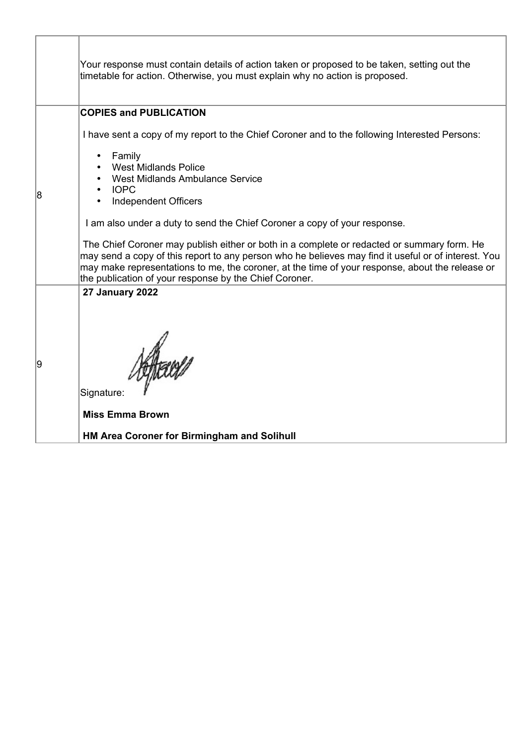| | |
|---|---|
| | Your response must contain details of action taken or proposed to be taken, setting out the timetable for action. Otherwise, you must explain why no action is proposed. |
| 8 | **COPIES and PUBLICATION**<br><br>I have sent a copy of my report to the Chief Coroner and to the following Interested Persons:<br><br>• Family<br>• West Midlands Police<br>• West Midlands Ambulance Service<br>• IOPC<br>• Independent Officers<br><br>I am also under a duty to send the Chief Coroner a copy of your response.<br><br>The Chief Coroner may publish either or both in a complete or redacted or summary form. He may send a copy of this report to any person who he believes may find it useful or of interest. You may make representations to me, the coroner, at the time of your response, about the release or the publication of your response by the Chief Coroner. |
| 9 | **27 January 2022**<br><br>Signature:<br><br>**Miss Emma Brown**<br><br>**HM Area Coroner for Birmingham and Solihull** |